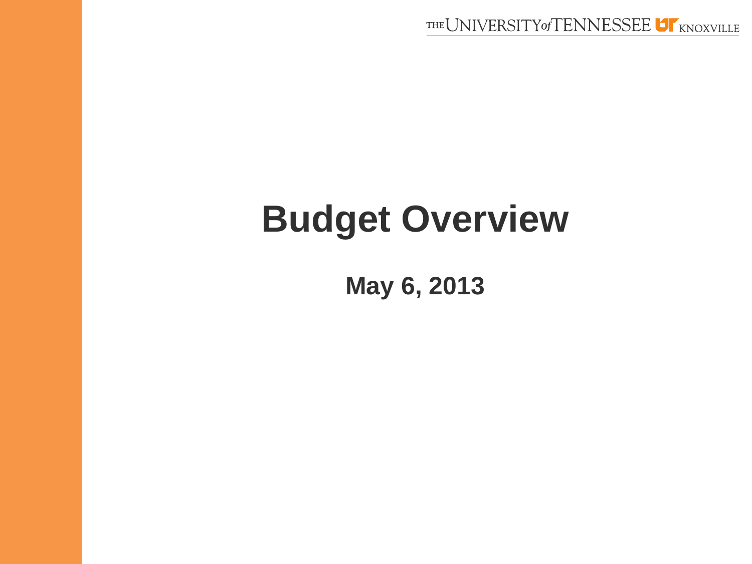# Budget Overview

## May 6, 2013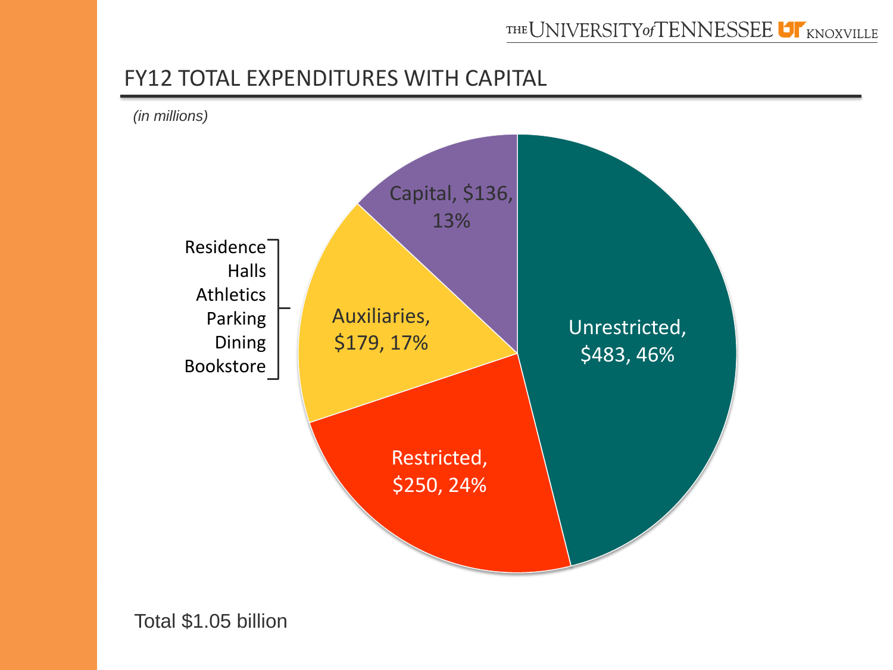## FY12 TOTAL EXPENDITURES WITH CAPITAL

*(in millions)*

| Category | Amount | Percent |
|---|---|---|
| Unrestricted | $483 | 46% |
| Restricted | $250 | 24% |
| Auxiliaries | $179 | 17% |
| Capital | $136 | 13% |

Auxiliaries:
- Residence Halls
- Athletics
- Parking
- Dining
- Bookstore

Total $1.05 billion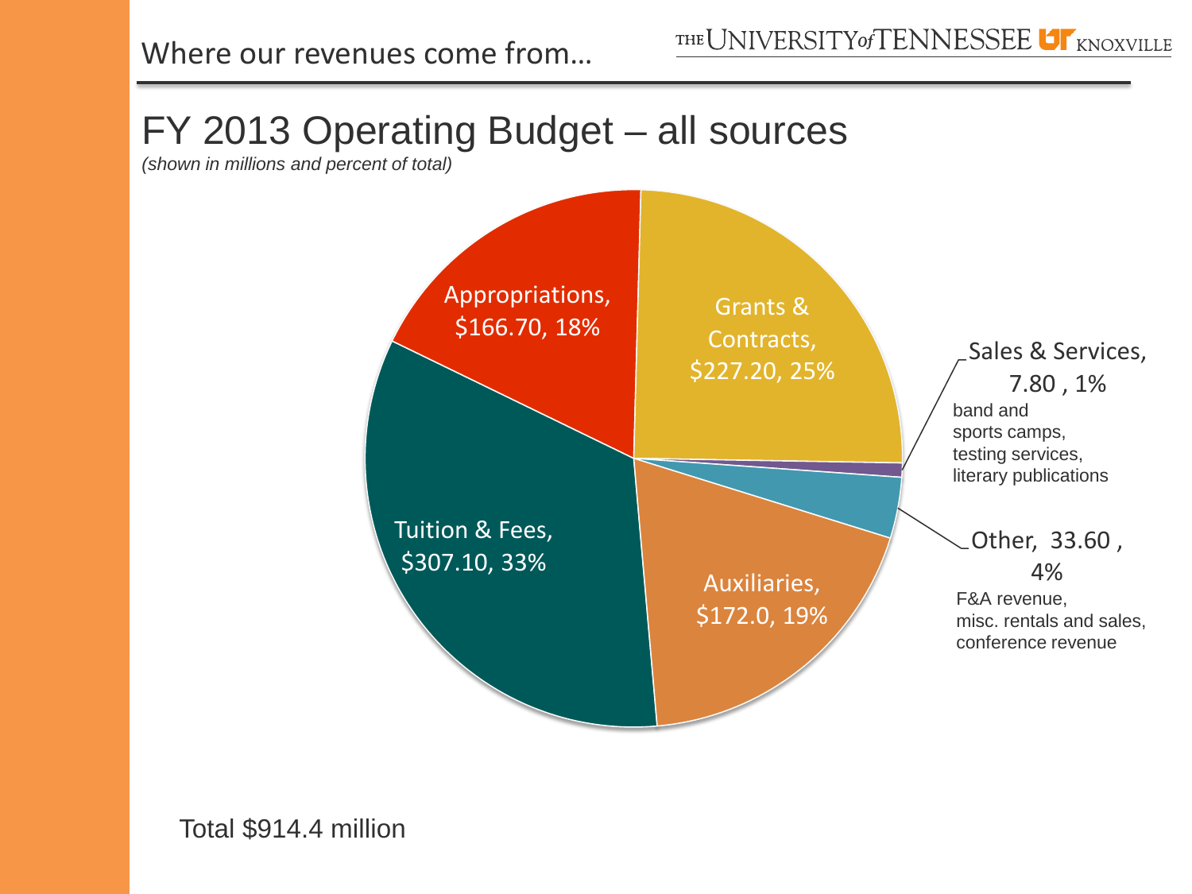Where our revenues come from…

# FY 2013 Operating Budget – all sources

*(shown in millions and percent of total)*

Appropriations, $166.70, 18%

Grants & Contracts, $227.20, 25%

Sales & Services, 7.80 , 1%
band and sports camps, testing services, literary publications

Other, 33.60 , 4%
F&A revenue, misc. rentals and sales, conference revenue

Auxiliaries, $172.0, 19%

Tuition & Fees, $307.10, 33%

Total $914.4 million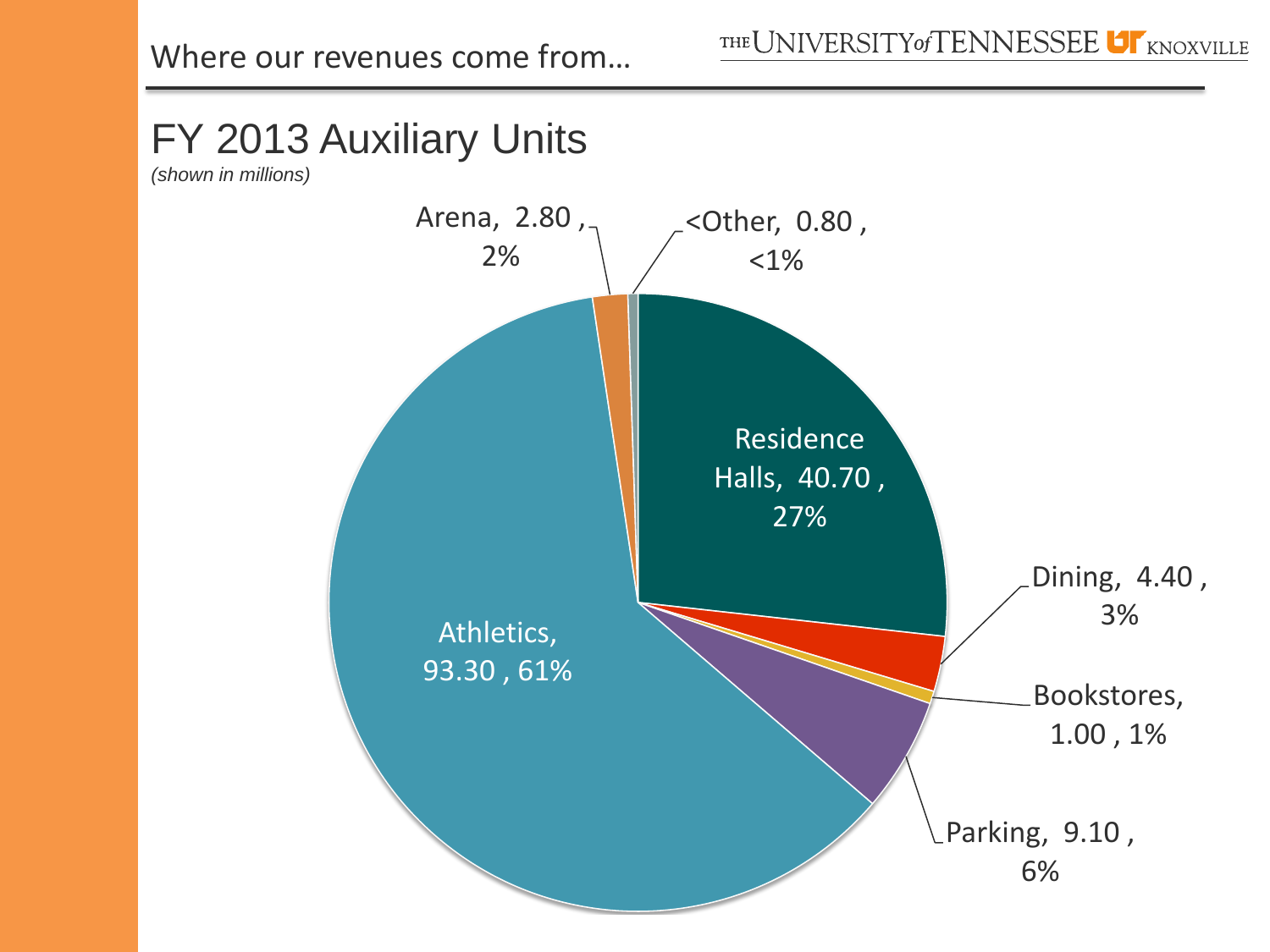Where our revenues come from…

## FY 2013 Auxiliary Units

*(shown in millions)*

| Unit | Revenue | Percent |
|---|---|---|
| Athletics | 93.30 | 61% |
| Residence Halls | 40.70 | 27% |
| Parking | 9.10 | 6% |
| Dining | 4.40 | 3% |
| Arena | 2.80 | 2% |
| Bookstores | 1.00 | 1% |
| <Other | 0.80 | <1% |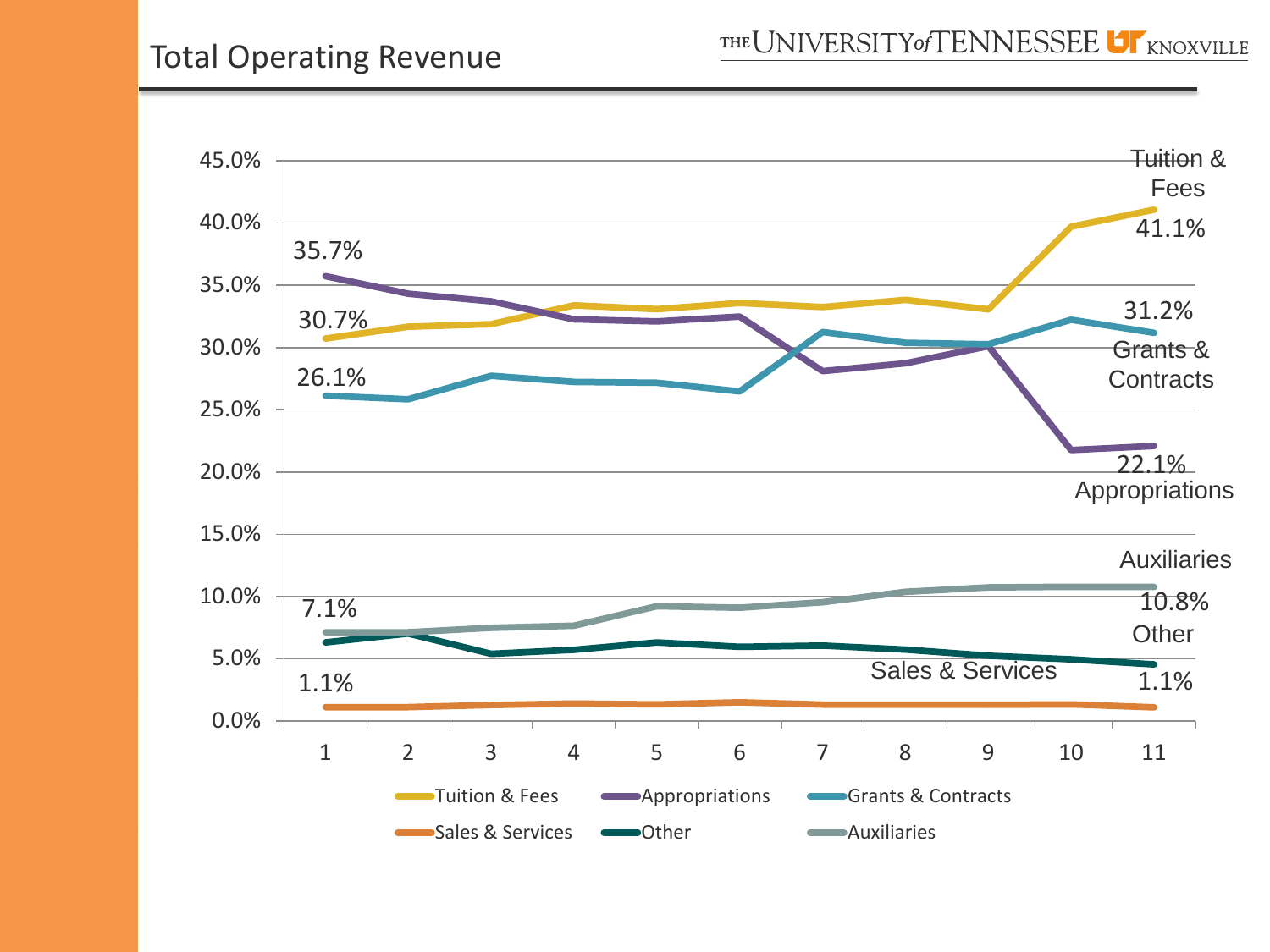# Total Operating Revenue

| Series | Year 1 | Year 11 |
|---|---|---|
| Tuition & Fees | 30.7% | 41.1% |
| Appropriations | 35.7% | 22.1% |
| Grants & Contracts | 26.1% | 31.2% |
| Sales & Services | 1.1% | 1.1% |
| Other | | |
| Auxiliaries | 7.1% | 10.8% |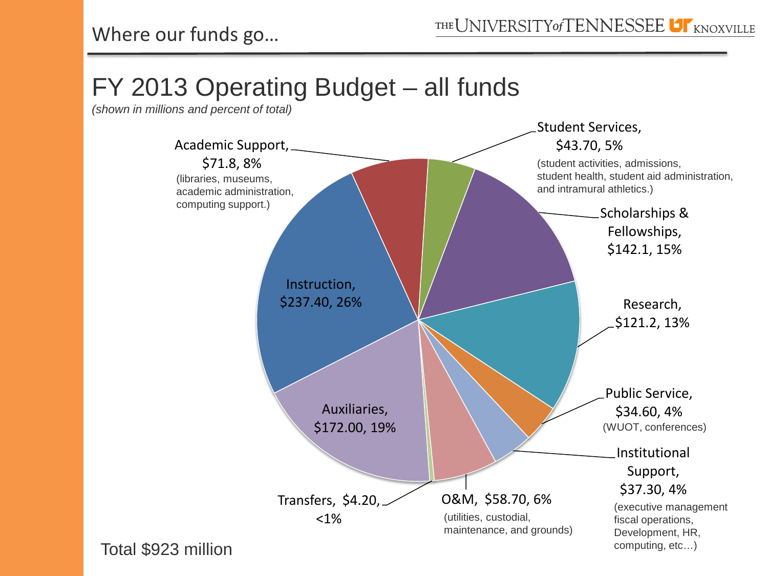## Where our funds go…

# FY 2013 Operating Budget – all funds

*(shown in millions and percent of total)*

- Instruction, $237.40, 26%
- Academic Support, $71.8, 8% (libraries, museums, academic administration, computing support.)
- Student Services, $43.70, 5% (student activities, admissions, student health, student aid administration, and intramural athletics.)
- Scholarships & Fellowships, $142.1, 15%
- Research, $121.2, 13%
- Public Service, $34.60, 4% (WUOT, conferences)
- Institutional Support, $37.30, 4% (executive management fiscal operations, Development, HR, computing, etc…)
- O&M, $58.70, 6% (utilities, custodial, maintenance, and grounds)
- Transfers, $4.20, <1%
- Auxiliaries, $172.00, 19%

Total $923 million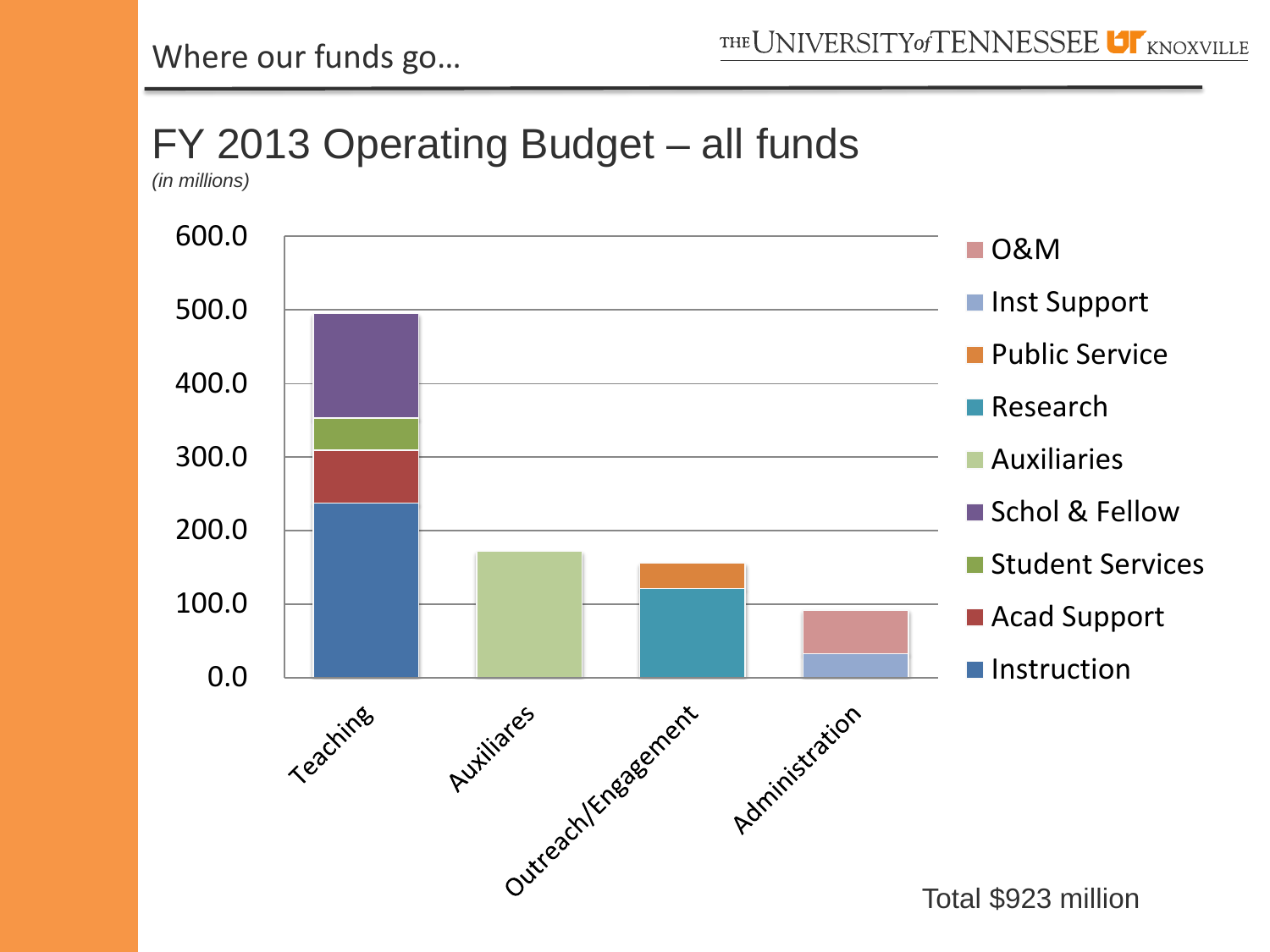Where our funds go…

# FY 2013 Operating Budget – all funds

*(in millions)*

- O&M
- Inst Support
- Public Service
- Research
- Auxiliaries
- Schol & Fellow
- Student Services
- Acad Support
- Instruction

600.0
500.0
400.0
300.0
200.0
100.0
0.0

Teaching | Auxiliares | Outreach/Engagement | Administration

Total $923 million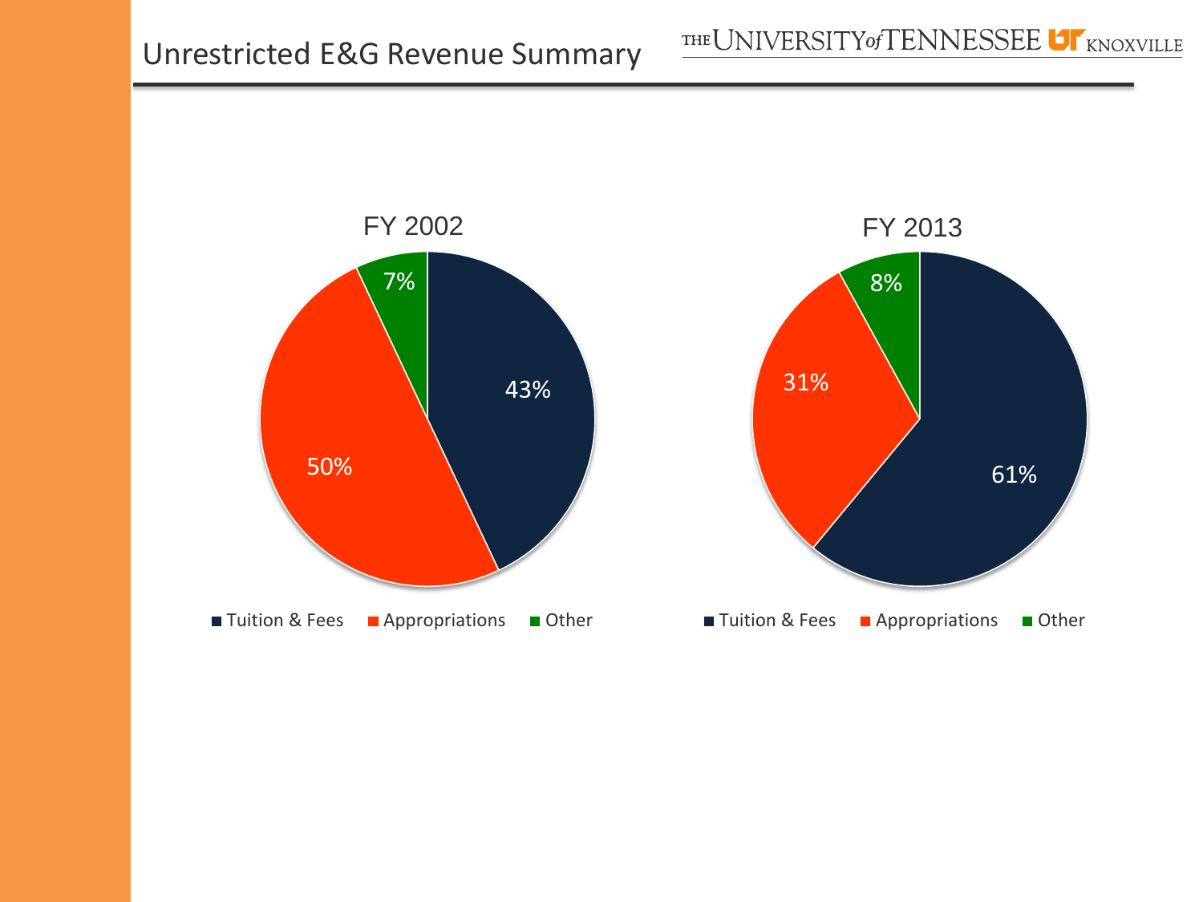# Unrestricted E&G Revenue Summary

THE UNIVERSITY of TENNESSEE KNOXVILLE

### FY 2002

| Category | Share |
| --- | --- |
| Tuition & Fees | 43% |
| Appropriations | 50% |
| Other | 7% |

### FY 2013

| Category | Share |
| --- | --- |
| Tuition & Fees | 61% |
| Appropriations | 31% |
| Other | 8% |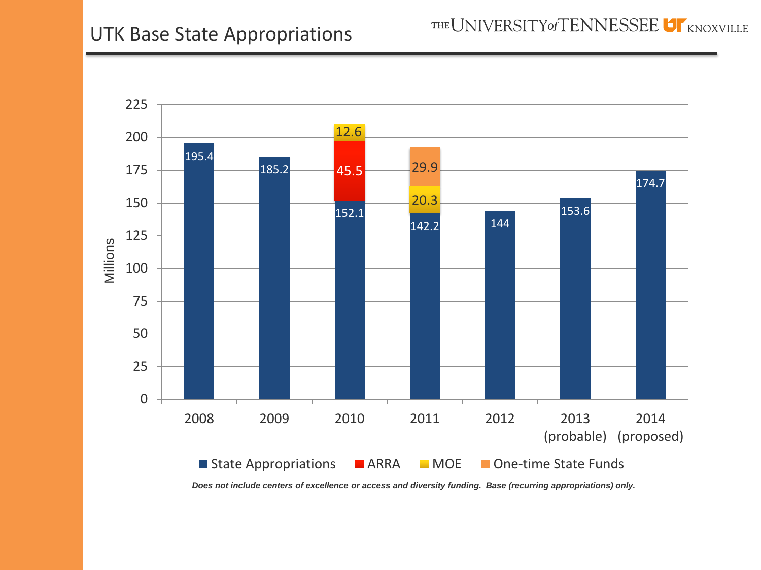# UTK Base State Appropriations

THE UNIVERSITY of TENNESSEE KNOXVILLE

| Year | State Appropriations | ARRA | MOE | One-time State Funds |
|---|---|---|---|---|
| 2008 | 195.4 | | | |
| 2009 | 185.2 | | | |
| 2010 | 152.1 | 45.5 | 12.6 | |
| 2011 | 142.2 | | 20.3 | 29.9 |
| 2012 | 144 | | | |
| 2013 (probable) | 153.6 | | | |
| 2014 (proposed) | 174.7 | | | |

Millions

*Does not include centers of excellence or access and diversity funding. Base (recurring appropriations) only.*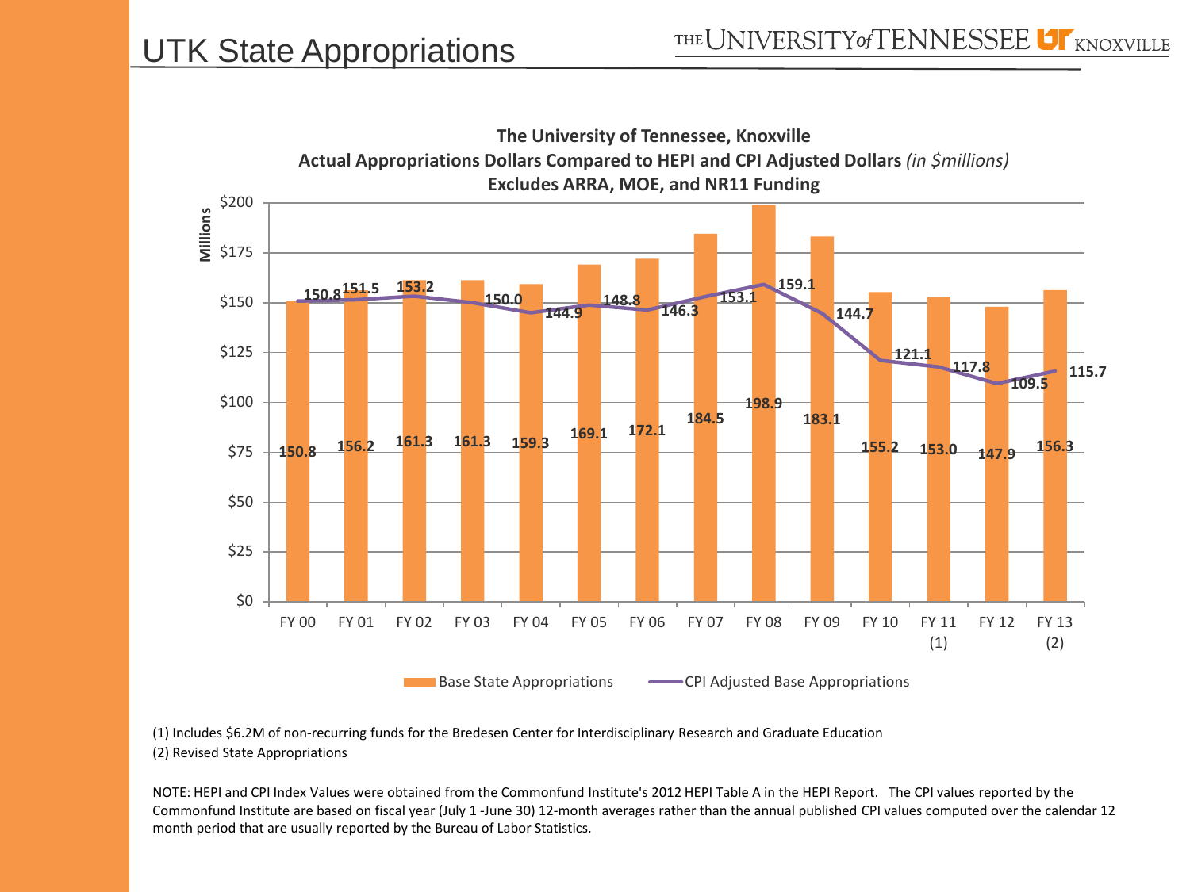# UTK State Appropriations

**The University of Tennessee, Knoxville**
**Actual Appropriations Dollars Compared to HEPI and CPI Adjusted Dollars** *(in $millions)*
**Excludes ARRA, MOE, and NR11 Funding**

| Fiscal Year | Base State Appropriations | CPI Adjusted Base Appropriations |
|---|---|---|
| FY 00 | 150.8 | 150.8 |
| FY 01 | 156.2 | 151.5 |
| FY 02 | 161.3 | 153.2 |
| FY 03 | 161.3 | 150.0 |
| FY 04 | 159.3 | 144.9 |
| FY 05 | 169.1 | 148.8 |
| FY 06 | 172.1 | 146.3 |
| FY 07 | 184.5 | 153.1 |
| FY 08 | 198.9 | 159.1 |
| FY 09 | 183.1 | 144.7 |
| FY 10 | 155.2 | 121.1 |
| FY 11 (1) | 153.0 | 117.8 |
| FY 12 | 147.9 | 109.5 |
| FY 13 (2) | 156.3 | 115.7 |

(1) Includes $6.2M of non-recurring funds for the Bredesen Center for Interdisciplinary Research and Graduate Education

(2) Revised State Appropriations

NOTE: HEPI and CPI Index Values were obtained from the Commonfund Institute's 2012 HEPI Table A in the HEPI Report. The CPI values reported by the Commonfund Institute are based on fiscal year (July 1 -June 30) 12-month averages rather than the annual published CPI values computed over the calendar 12 month period that are usually reported by the Bureau of Labor Statistics.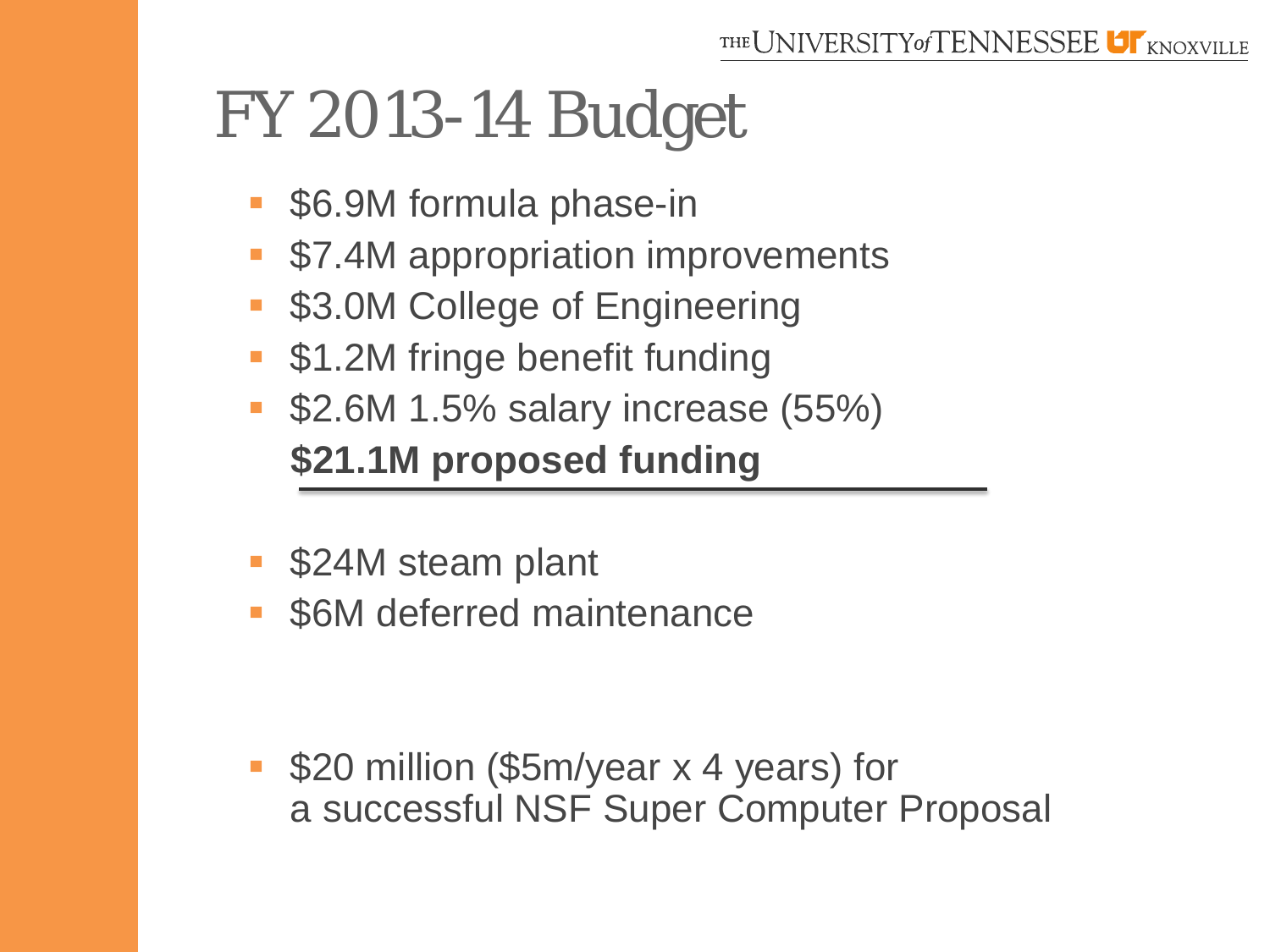# FY 2013-14 Budget

- $6.9M formula phase-in
- $7.4M appropriation improvements
- $3.0M College of Engineering
- $1.2M fringe benefit funding
- $2.6M 1.5% salary increase (55%)

**$21.1M proposed funding**

- $24M steam plant
- $6M deferred maintenance

- $20 million ($5m/year x 4 years) for a successful NSF Super Computer Proposal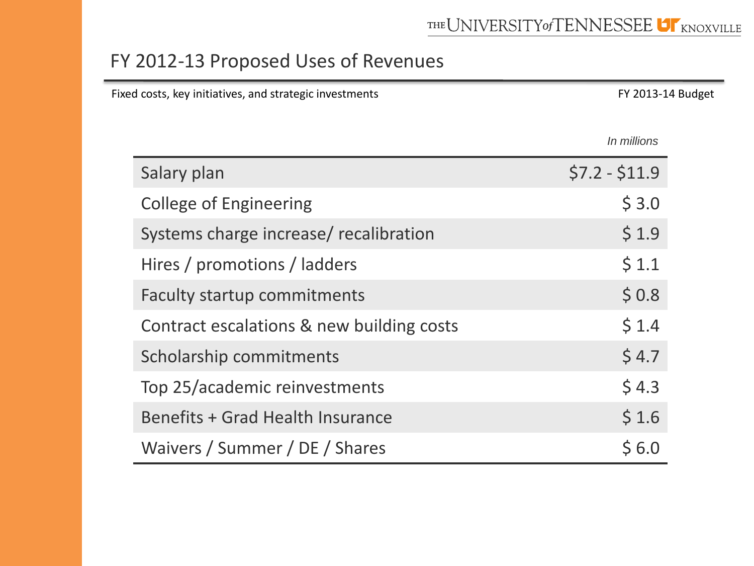# FY 2012-13 Proposed Uses of Revenues

Fixed costs, key initiatives, and strategic investments

FY 2013-14 Budget

*In millions*

| | |
|---|---:|
| Salary plan | $7.2 - $11.9 |
| College of Engineering | $ 3.0 |
| Systems charge increase/ recalibration | $ 1.9 |
| Hires / promotions / ladders | $ 1.1 |
| Faculty startup commitments | $ 0.8 |
| Contract escalations & new building costs | $ 1.4 |
| Scholarship commitments | $ 4.7 |
| Top 25/academic reinvestments | $ 4.3 |
| Benefits + Grad Health Insurance | $ 1.6 |
| Waivers / Summer / DE / Shares | $ 6.0 |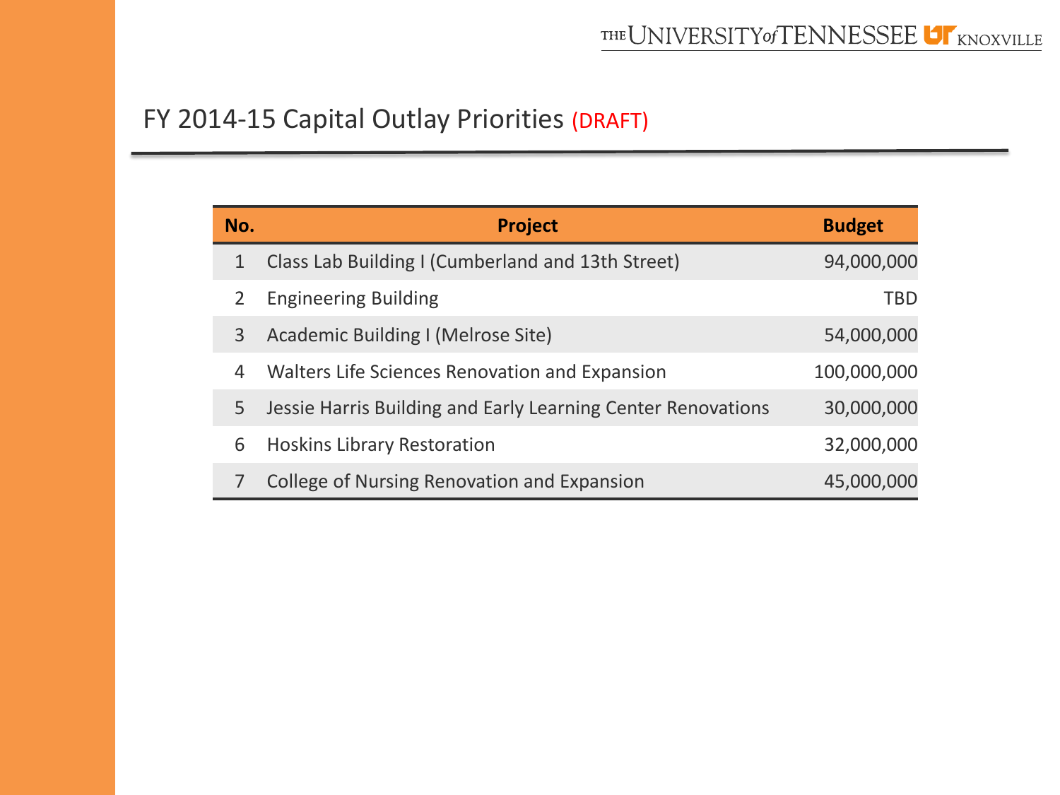# FY 2014-15 Capital Outlay Priorities (DRAFT)

| No. | Project | Budget |
|---|---|---|
| 1 | Class Lab Building I (Cumberland and 13th Street) | 94,000,000 |
| 2 | Engineering Building | TBD |
| 3 | Academic Building I (Melrose Site) | 54,000,000 |
| 4 | Walters Life Sciences Renovation and Expansion | 100,000,000 |
| 5 | Jessie Harris Building and Early Learning Center Renovations | 30,000,000 |
| 6 | Hoskins Library Restoration | 32,000,000 |
| 7 | College of Nursing Renovation and Expansion | 45,000,000 |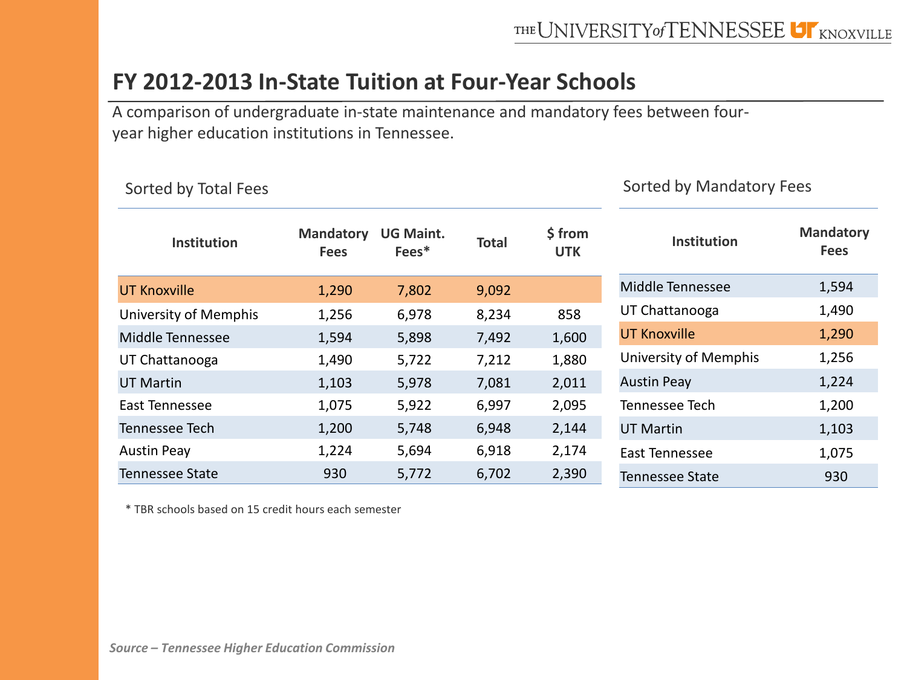# FY 2012-2013 In-State Tuition at Four-Year Schools

A comparison of undergraduate in-state maintenance and mandatory fees between four-year higher education institutions in Tennessee.

### Sorted by Total Fees

| Institution | Mandatory Fees | UG Maint. Fees* | Total | $ from UTK |
|---|---|---|---|---|
| UT Knoxville | 1,290 | 7,802 | 9,092 | |
| University of Memphis | 1,256 | 6,978 | 8,234 | 858 |
| Middle Tennessee | 1,594 | 5,898 | 7,492 | 1,600 |
| UT Chattanooga | 1,490 | 5,722 | 7,212 | 1,880 |
| UT Martin | 1,103 | 5,978 | 7,081 | 2,011 |
| East Tennessee | 1,075 | 5,922 | 6,997 | 2,095 |
| Tennessee Tech | 1,200 | 5,748 | 6,948 | 2,144 |
| Austin Peay | 1,224 | 5,694 | 6,918 | 2,174 |
| Tennessee State | 930 | 5,772 | 6,702 | 2,390 |

* TBR schools based on 15 credit hours each semester

### Sorted by Mandatory Fees

| Institution | Mandatory Fees |
|---|---|
| Middle Tennessee | 1,594 |
| UT Chattanooga | 1,490 |
| UT Knoxville | 1,290 |
| University of Memphis | 1,256 |
| Austin Peay | 1,224 |
| Tennessee Tech | 1,200 |
| UT Martin | 1,103 |
| East Tennessee | 1,075 |
| Tennessee State | 930 |

*Source – Tennessee Higher Education Commission*